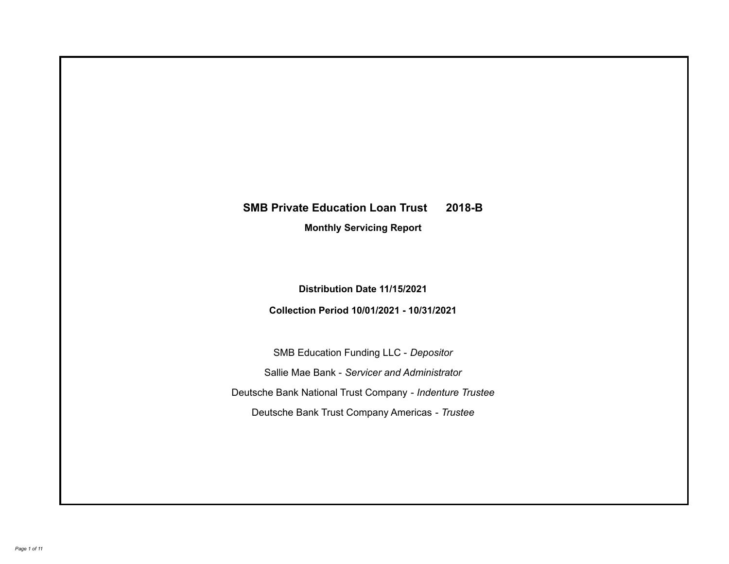# SMB Private Education Loan Trust 2018-B

## Monthly Servicing Report

**Distribution Date 11/15/2021**

**Collection Period 10/01/2021 - 10/31/2021**

SMB Education Funding LLC - *Depositor*

Sallie Mae Bank - *Servicer and Administrator*

Deutsche Bank National Trust Company - *Indenture Trustee*

Deutsche Bank Trust Company Americas - *Trustee*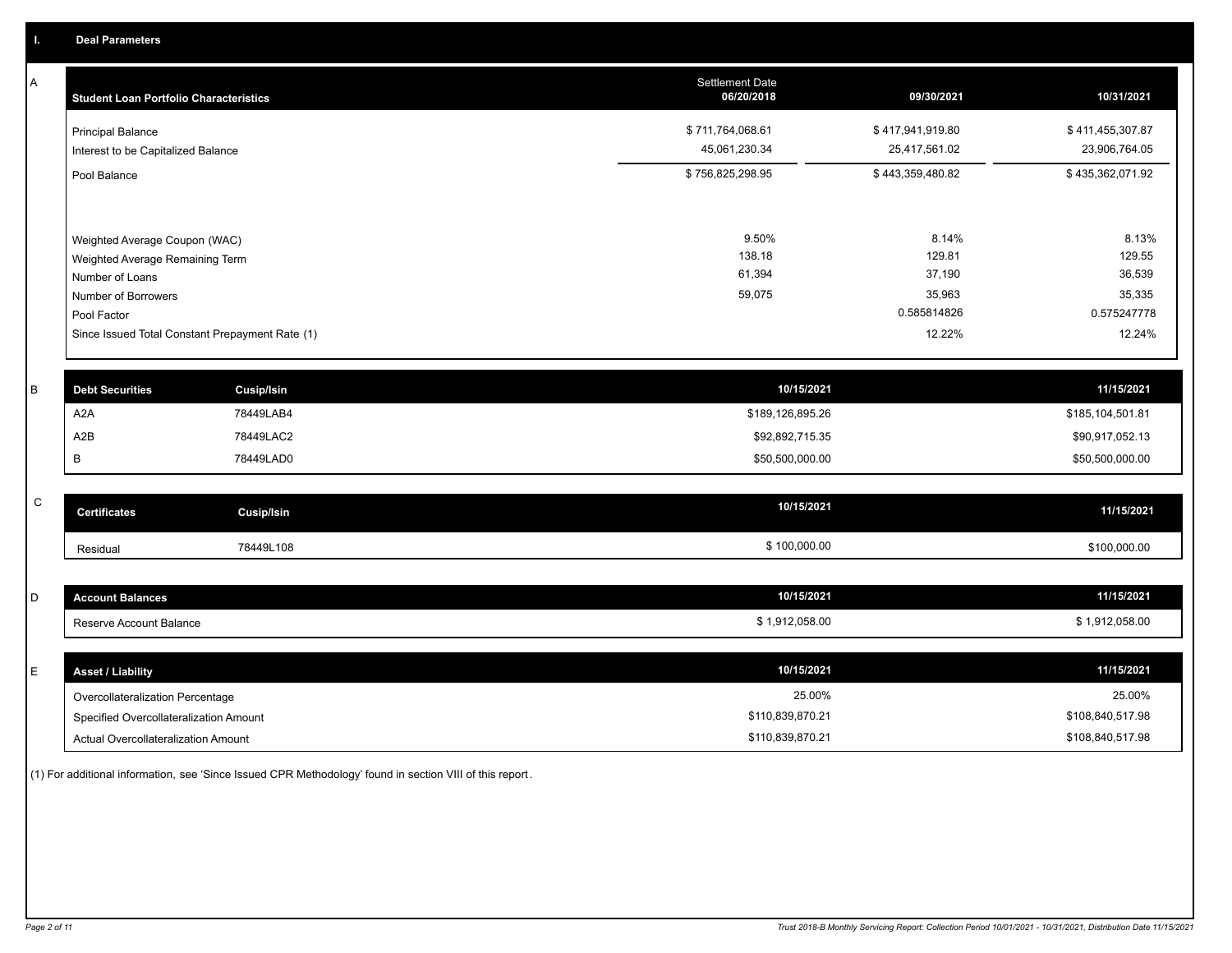## I. Deal Parameters

### A

| Student Loan Portfolio Characteristics | Settlement Date 06/20/2018 | 09/30/2021 | 10/31/2021 |
|---|---|---|---|
| Principal Balance | $ 711,764,068.61 | $ 417,941,919.80 | $ 411,455,307.87 |
| Interest to be Capitalized Balance | 45,061,230.34 | 25,417,561.02 | 23,906,764.05 |
| Pool Balance | $ 756,825,298.95 | $ 443,359,480.82 | $ 435,362,071.92 |
| Weighted Average Coupon (WAC) | 9.50% | 8.14% | 8.13% |
| Weighted Average Remaining Term | 138.18 | 129.81 | 129.55 |
| Number of Loans | 61,394 | 37,190 | 36,539 |
| Number of Borrowers | 59,075 | 35,963 | 35,335 |
| Pool Factor | | 0.585814826 | 0.575247778 |
| Since Issued Total Constant Prepayment Rate (1) | | 12.22% | 12.24% |

### B

| Debt Securities | Cusip/Isin | 10/15/2021 | 11/15/2021 |
|---|---|---|---|
| A2A | 78449LAB4 | $189,126,895.26 | $185,104,501.81 |
| A2B | 78449LAC2 | $92,892,715.35 | $90,917,052.13 |
| B | 78449LAD0 | $50,500,000.00 | $50,500,000.00 |

### C

| Certificates | Cusip/Isin | 10/15/2021 | 11/15/2021 |
|---|---|---|---|
| Residual | 78449L108 | $ 100,000.00 | $100,000.00 |

### D

| Account Balances | 10/15/2021 | 11/15/2021 |
|---|---|---|
| Reserve Account Balance | $ 1,912,058.00 | $ 1,912,058.00 |

### E

| Asset / Liability | 10/15/2021 | 11/15/2021 |
|---|---|---|
| Overcollateralization Percentage | 25.00% | 25.00% |
| Specified Overcollateralization Amount | $110,839,870.21 | $108,840,517.98 |
| Actual Overcollateralization Amount | $110,839,870.21 | $108,840,517.98 |

(1) For additional information, see 'Since Issued CPR Methodology' found in section VIII of this report.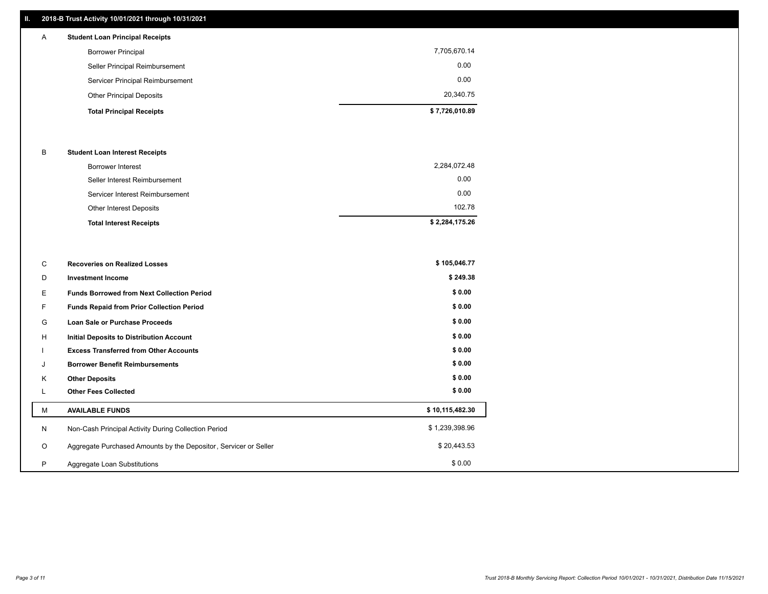## II. 2018-B Trust Activity 10/01/2021 through 10/31/2021

| | | |
|---|---|---|
| A | **Student Loan Principal Receipts** | |
| | Borrower Principal | 7,705,670.14 |
| | Seller Principal Reimbursement | 0.00 |
| | Servicer Principal Reimbursement | 0.00 |
| | Other Principal Deposits | 20,340.75 |
| | **Total Principal Receipts** | **$ 7,726,010.89** |
| B | **Student Loan Interest Receipts** | |
| | Borrower Interest | 2,284,072.48 |
| | Seller Interest Reimbursement | 0.00 |
| | Servicer Interest Reimbursement | 0.00 |
| | Other Interest Deposits | 102.78 |
| | **Total Interest Receipts** | **$ 2,284,175.26** |
| C | **Recoveries on Realized Losses** | **$ 105,046.77** |
| D | **Investment Income** | **$ 249.38** |
| E | **Funds Borrowed from Next Collection Period** | **$ 0.00** |
| F | **Funds Repaid from Prior Collection Period** | **$ 0.00** |
| G | **Loan Sale or Purchase Proceeds** | **$ 0.00** |
| H | **Initial Deposits to Distribution Account** | **$ 0.00** |
| I | **Excess Transferred from Other Accounts** | **$ 0.00** |
| J | **Borrower Benefit Reimbursements** | **$ 0.00** |
| K | **Other Deposits** | **$ 0.00** |
| L | **Other Fees Collected** | **$ 0.00** |
| M | **AVAILABLE FUNDS** | **$ 10,115,482.30** |
| N | Non-Cash Principal Activity During Collection Period | $ 1,239,398.96 |
| O | Aggregate Purchased Amounts by the Depositor, Servicer or Seller | $ 20,443.53 |
| P | Aggregate Loan Substitutions | $ 0.00 |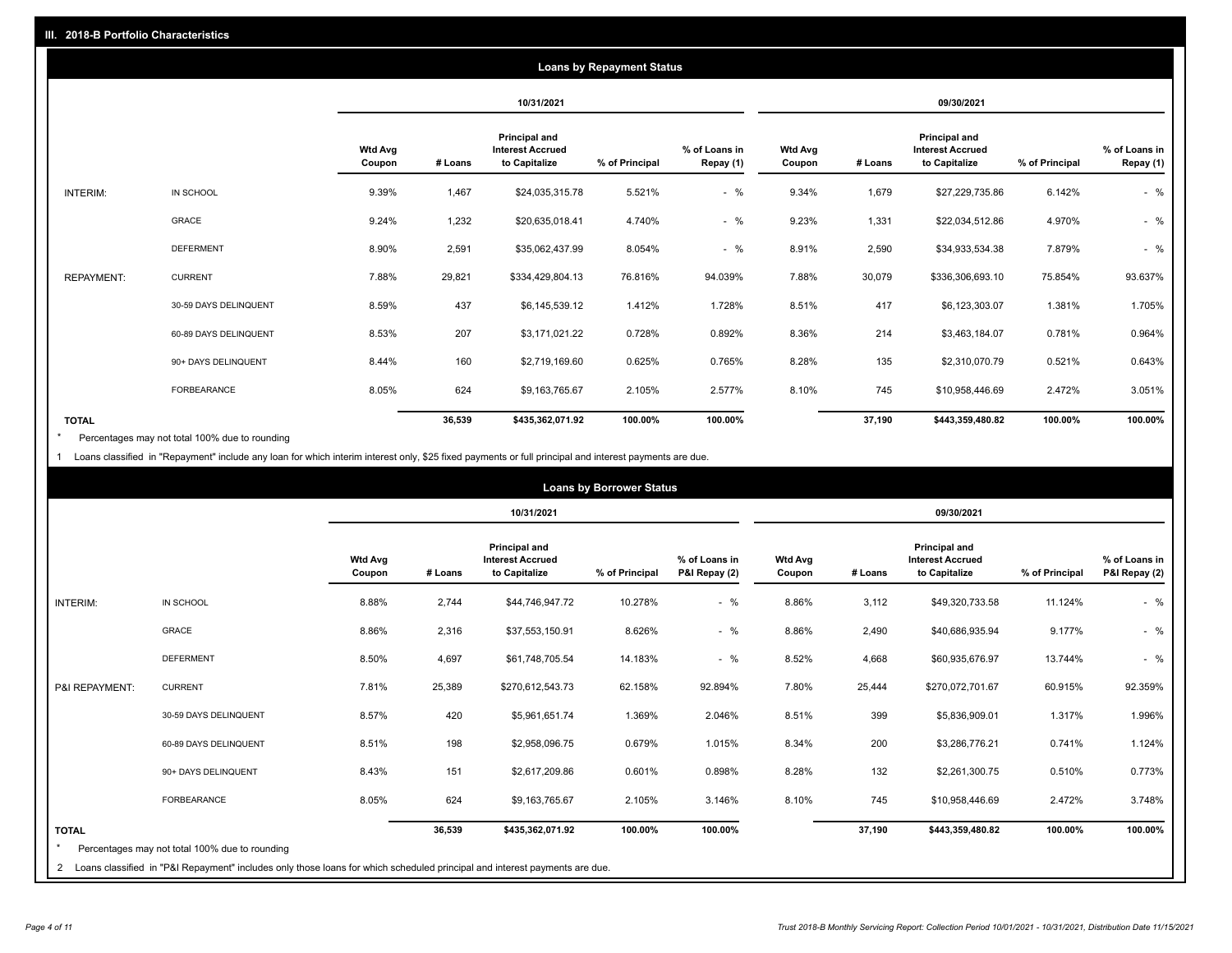## III. 2018-B Portfolio Characteristics

### Loans by Repayment Status

| | | 10/31/2021 | | | | | 09/30/2021 | | | | |
|---|---|---|---|---|---|---|---|---|---|---|---|
| | | Wtd Avg Coupon | # Loans | Principal and Interest Accrued to Capitalize | % of Principal | % of Loans in Repay (1) | Wtd Avg Coupon | # Loans | Principal and Interest Accrued to Capitalize | % of Principal | % of Loans in Repay (1) |
| INTERIM: | IN SCHOOL | 9.39% | 1,467 | $24,035,315.78 | 5.521% | - % | 9.34% | 1,679 | $27,229,735.86 | 6.142% | - % |
| | GRACE | 9.24% | 1,232 | $20,635,018.41 | 4.740% | - % | 9.23% | 1,331 | $22,034,512.86 | 4.970% | - % |
| | DEFERMENT | 8.90% | 2,591 | $35,062,437.99 | 8.054% | - % | 8.91% | 2,590 | $34,933,534.38 | 7.879% | - % |
| REPAYMENT: | CURRENT | 7.88% | 29,821 | $334,429,804.13 | 76.816% | 94.039% | 7.88% | 30,079 | $336,306,693.10 | 75.854% | 93.637% |
| | 30-59 DAYS DELINQUENT | 8.59% | 437 | $6,145,539.12 | 1.412% | 1.728% | 8.51% | 417 | $6,123,303.07 | 1.381% | 1.705% |
| | 60-89 DAYS DELINQUENT | 8.53% | 207 | $3,171,021.22 | 0.728% | 0.892% | 8.36% | 214 | $3,463,184.07 | 0.781% | 0.964% |
| | 90+ DAYS DELINQUENT | 8.44% | 160 | $2,719,169.60 | 0.625% | 0.765% | 8.28% | 135 | $2,310,070.79 | 0.521% | 0.643% |
| | FORBEARANCE | 8.05% | 624 | $9,163,765.67 | 2.105% | 2.577% | 8.10% | 745 | $10,958,446.69 | 2.472% | 3.051% |
| TOTAL | | | 36,539 | $435,362,071.92 | 100.00% | 100.00% | | 37,190 | $443,359,480.82 | 100.00% | 100.00% |

* Percentages may not total 100% due to rounding

1 Loans classified in "Repayment" include any loan for which interim interest only, $25 fixed payments or full principal and interest payments are due.

### Loans by Borrower Status

| | | 10/31/2021 | | | | | 09/30/2021 | | | | |
|---|---|---|---|---|---|---|---|---|---|---|---|
| | | Wtd Avg Coupon | # Loans | Principal and Interest Accrued to Capitalize | % of Principal | % of Loans in P&I Repay (2) | Wtd Avg Coupon | # Loans | Principal and Interest Accrued to Capitalize | % of Principal | % of Loans in P&I Repay (2) |
| INTERIM: | IN SCHOOL | 8.88% | 2,744 | $44,746,947.72 | 10.278% | - % | 8.86% | 3,112 | $49,320,733.58 | 11.124% | - % |
| | GRACE | 8.86% | 2,316 | $37,553,150.91 | 8.626% | - % | 8.86% | 2,490 | $40,686,935.94 | 9.177% | - % |
| | DEFERMENT | 8.50% | 4,697 | $61,748,705.54 | 14.183% | - % | 8.52% | 4,668 | $60,935,676.97 | 13.744% | - % |
| P&I REPAYMENT: | CURRENT | 7.81% | 25,389 | $270,612,543.73 | 62.158% | 92.894% | 7.80% | 25,444 | $270,072,701.67 | 60.915% | 92.359% |
| | 30-59 DAYS DELINQUENT | 8.57% | 420 | $5,961,651.74 | 1.369% | 2.046% | 8.51% | 399 | $5,836,909.01 | 1.317% | 1.996% |
| | 60-89 DAYS DELINQUENT | 8.51% | 198 | $2,958,096.75 | 0.679% | 1.015% | 8.34% | 200 | $3,286,776.21 | 0.741% | 1.124% |
| | 90+ DAYS DELINQUENT | 8.43% | 151 | $2,617,209.86 | 0.601% | 0.898% | 8.28% | 132 | $2,261,300.75 | 0.510% | 0.773% |
| | FORBEARANCE | 8.05% | 624 | $9,163,765.67 | 2.105% | 3.146% | 8.10% | 745 | $10,958,446.69 | 2.472% | 3.748% |
| TOTAL | | | 36,539 | $435,362,071.92 | 100.00% | 100.00% | | 37,190 | $443,359,480.82 | 100.00% | 100.00% |

* Percentages may not total 100% due to rounding

2 Loans classified in "P&I Repayment" includes only those loans for which scheduled principal and interest payments are due.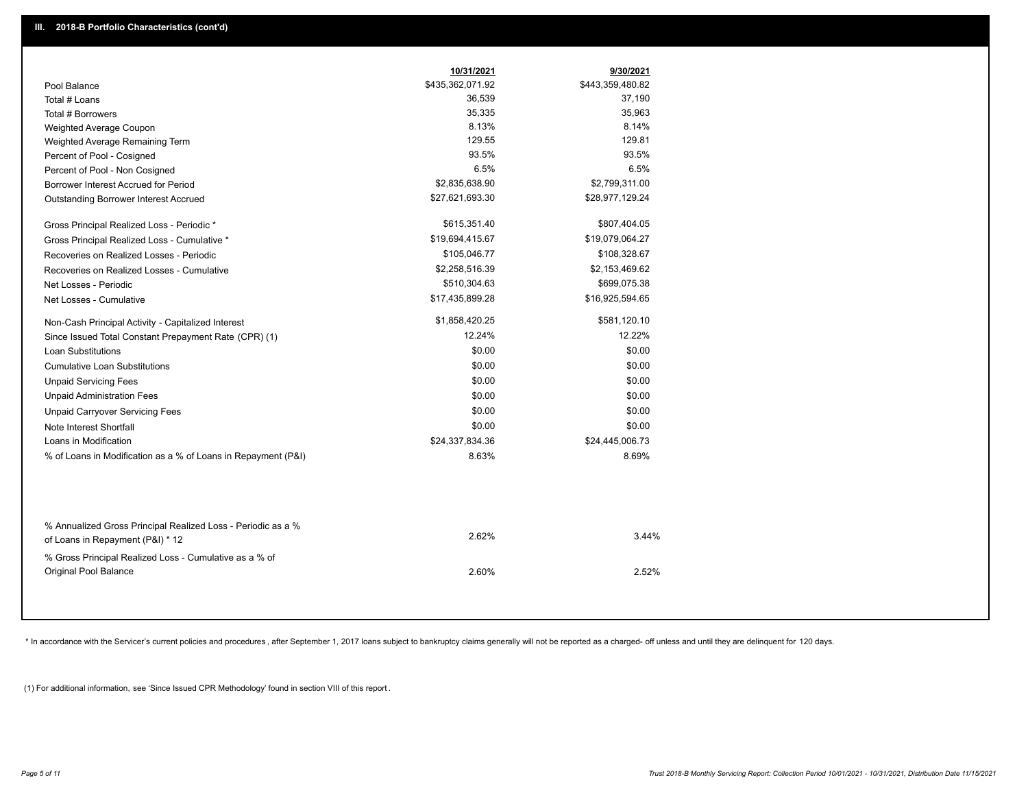## III. 2018-B Portfolio Characteristics (cont'd)

| | 10/31/2021 | 9/30/2021 |
|---|---|---|
| Pool Balance | $435,362,071.92 | $443,359,480.82 |
| Total # Loans | 36,539 | 37,190 |
| Total # Borrowers | 35,335 | 35,963 |
| Weighted Average Coupon | 8.13% | 8.14% |
| Weighted Average Remaining Term | 129.55 | 129.81 |
| Percent of Pool - Cosigned | 93.5% | 93.5% |
| Percent of Pool - Non Cosigned | 6.5% | 6.5% |
| Borrower Interest Accrued for Period | $2,835,638.90 | $2,799,311.00 |
| Outstanding Borrower Interest Accrued | $27,621,693.30 | $28,977,129.24 |
| Gross Principal Realized Loss - Periodic * | $615,351.40 | $807,404.05 |
| Gross Principal Realized Loss - Cumulative * | $19,694,415.67 | $19,079,064.27 |
| Recoveries on Realized Losses - Periodic | $105,046.77 | $108,328.67 |
| Recoveries on Realized Losses - Cumulative | $2,258,516.39 | $2,153,469.62 |
| Net Losses - Periodic | $510,304.63 | $699,075.38 |
| Net Losses - Cumulative | $17,435,899.28 | $16,925,594.65 |
| Non-Cash Principal Activity - Capitalized Interest | $1,858,420.25 | $581,120.10 |
| Since Issued Total Constant Prepayment Rate (CPR) (1) | 12.24% | 12.22% |
| Loan Substitutions | $0.00 | $0.00 |
| Cumulative Loan Substitutions | $0.00 | $0.00 |
| Unpaid Servicing Fees | $0.00 | $0.00 |
| Unpaid Administration Fees | $0.00 | $0.00 |
| Unpaid Carryover Servicing Fees | $0.00 | $0.00 |
| Note Interest Shortfall | $0.00 | $0.00 |
| Loans in Modification | $24,337,834.36 | $24,445,006.73 |
| % of Loans in Modification as a % of Loans in Repayment (P&I) | 8.63% | 8.69% |
| % Annualized Gross Principal Realized Loss - Periodic as a % of Loans in Repayment (P&I) * 12 | 2.62% | 3.44% |
| % Gross Principal Realized Loss - Cumulative as a % of Original Pool Balance | 2.60% | 2.52% |

* In accordance with the Servicer's current policies and procedures , after September 1, 2017 loans subject to bankruptcy claims generally will not be reported as a charged- off unless and until they are delinquent for 120 days.

(1) For additional information, see 'Since Issued CPR Methodology' found in section VIII of this report .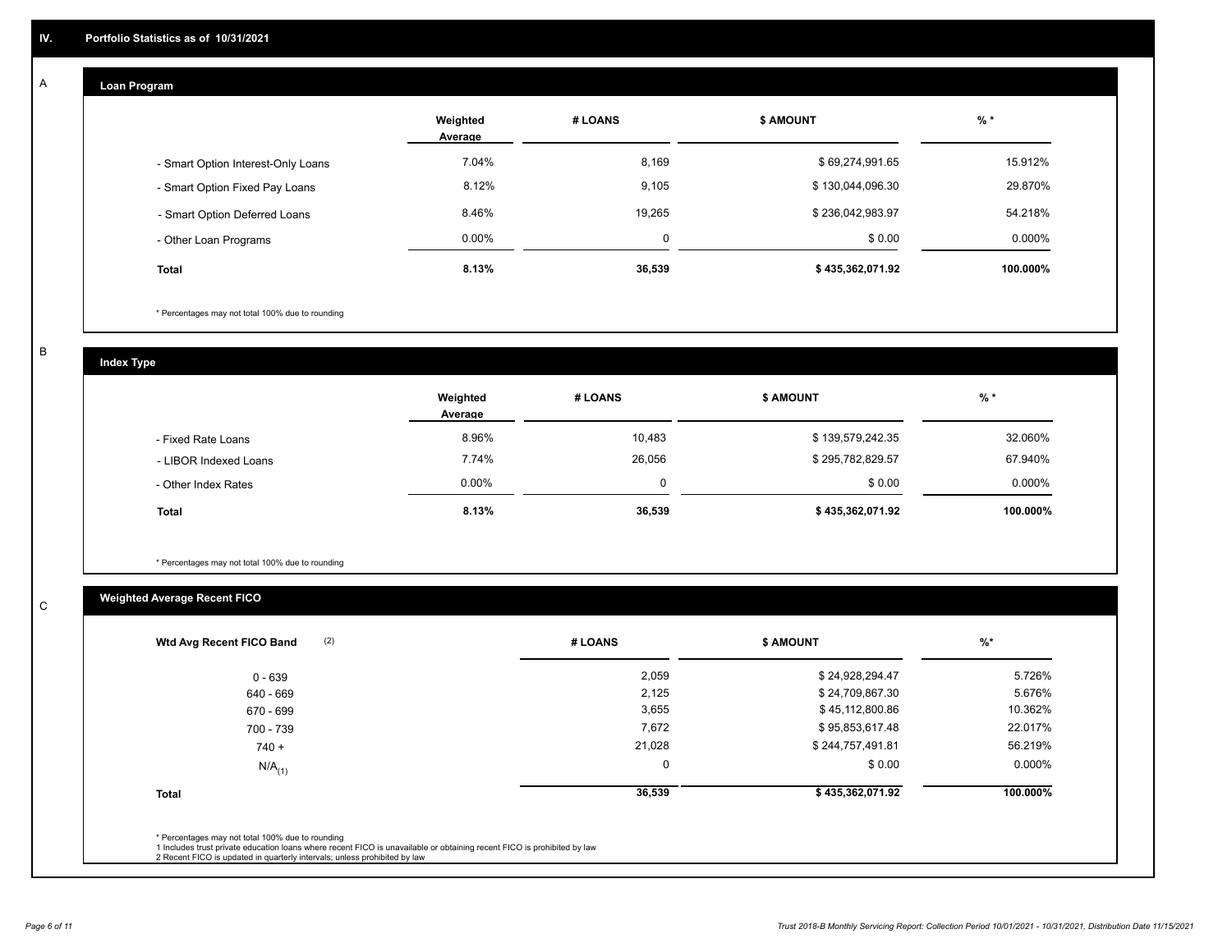## IV. Portfolio Statistics as of 10/31/2021

### A Loan Program

| | Weighted Average | # LOANS | $ AMOUNT | % * |
|---|---|---|---|---|
| - Smart Option Interest-Only Loans | 7.04% | 8,169 | $ 69,274,991.65 | 15.912% |
| - Smart Option Fixed Pay Loans | 8.12% | 9,105 | $ 130,044,096.30 | 29.870% |
| - Smart Option Deferred Loans | 8.46% | 19,265 | $ 236,042,983.97 | 54.218% |
| - Other Loan Programs | 0.00% | 0 | $ 0.00 | 0.000% |
| **Total** | **8.13%** | **36,539** | **$ 435,362,071.92** | **100.000%** |

\* Percentages may not total 100% due to rounding

### B Index Type

| | Weighted Average | # LOANS | $ AMOUNT | % * |
|---|---|---|---|---|
| - Fixed Rate Loans | 8.96% | 10,483 | $ 139,579,242.35 | 32.060% |
| - LIBOR Indexed Loans | 7.74% | 26,056 | $ 295,782,829.57 | 67.940% |
| - Other Index Rates | 0.00% | 0 | $ 0.00 | 0.000% |
| **Total** | **8.13%** | **36,539** | **$ 435,362,071.92** | **100.000%** |

\* Percentages may not total 100% due to rounding

### C Weighted Average Recent FICO

| Wtd Avg Recent FICO Band (2) | # LOANS | $ AMOUNT | %* |
|---|---|---|---|
| 0 - 639 | 2,059 | $ 24,928,294.47 | 5.726% |
| 640 - 669 | 2,125 | $ 24,709,867.30 | 5.676% |
| 670 - 699 | 3,655 | $ 45,112,800.86 | 10.362% |
| 700 - 739 | 7,672 | $ 95,853,617.48 | 22.017% |
| 740 + | 21,028 | $ 244,757,491.81 | 56.219% |
| N/A(1) | 0 | $ 0.00 | 0.000% |
| **Total** | **36,539** | **$ 435,362,071.92** | **100.000%** |

\* Percentages may not total 100% due to rounding
1 Includes trust private education loans where recent FICO is unavailable or obtaining recent FICO is prohibited by law
2 Recent FICO is updated in quarterly intervals; unless prohibited by law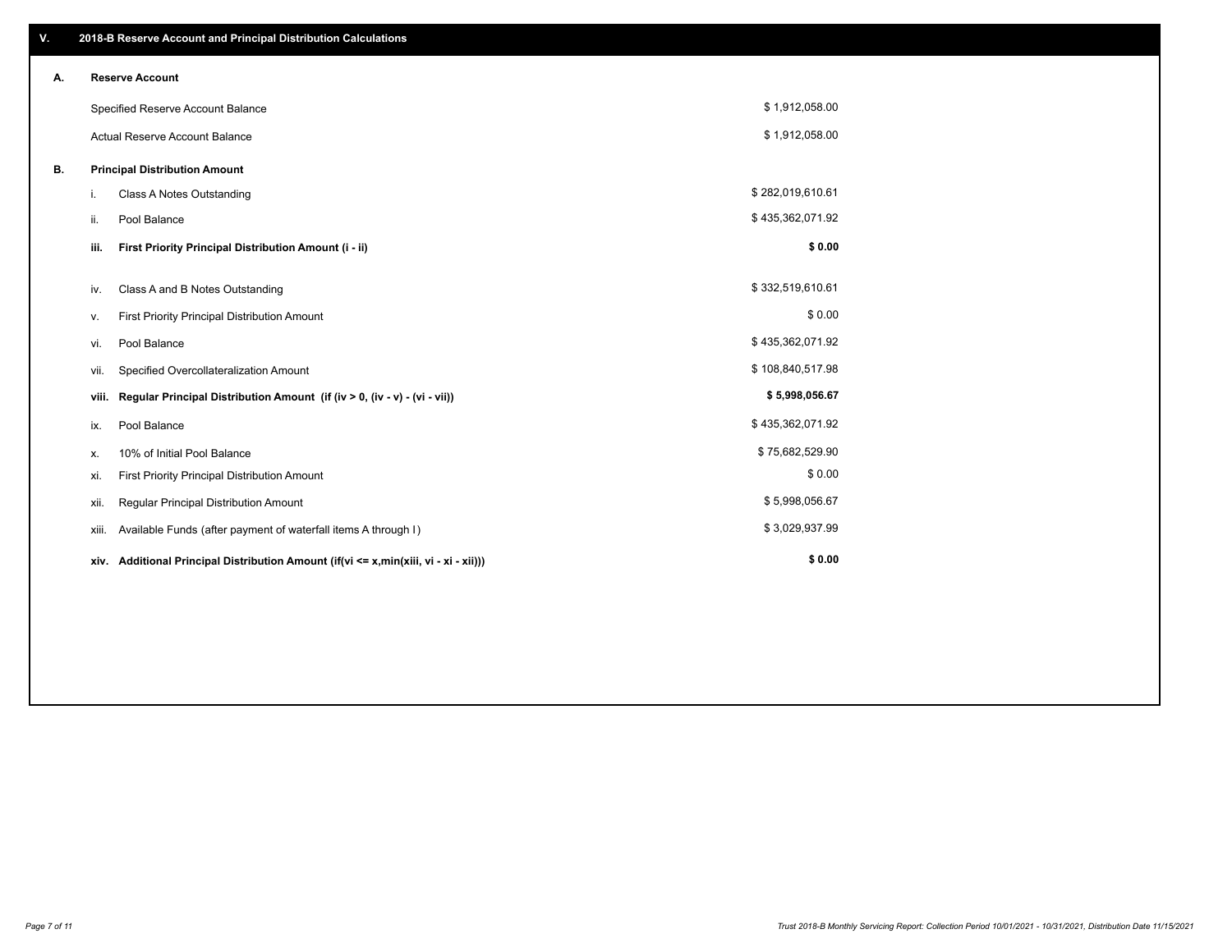## V. 2018-B Reserve Account and Principal Distribution Calculations

### A. Reserve Account

| | |
|---|---|
| Specified Reserve Account Balance | $ 1,912,058.00 |
| Actual Reserve Account Balance | $ 1,912,058.00 |

### B. Principal Distribution Amount

| | | |
|---|---|---|
| i. | Class A Notes Outstanding | $ 282,019,610.61 |
| ii. | Pool Balance | $ 435,362,071.92 |
| **iii.** | **First Priority Principal Distribution Amount (i - ii)** | **$ 0.00** |
| iv. | Class A and B Notes Outstanding | $ 332,519,610.61 |
| v. | First Priority Principal Distribution Amount | $ 0.00 |
| vi. | Pool Balance | $ 435,362,071.92 |
| vii. | Specified Overcollateralization Amount | $ 108,840,517.98 |
| **viii.** | **Regular Principal Distribution Amount (if (iv > 0, (iv - v) - (vi - vii))** | **$ 5,998,056.67** |
| ix. | Pool Balance | $ 435,362,071.92 |
| x. | 10% of Initial Pool Balance | $ 75,682,529.90 |
| xi. | First Priority Principal Distribution Amount | $ 0.00 |
| xii. | Regular Principal Distribution Amount | $ 5,998,056.67 |
| xiii. | Available Funds (after payment of waterfall items A through I) | $ 3,029,937.99 |
| **xiv.** | **Additional Principal Distribution Amount (if(vi <= x,min(xiii, vi - xi - xii)))** | **$ 0.00** |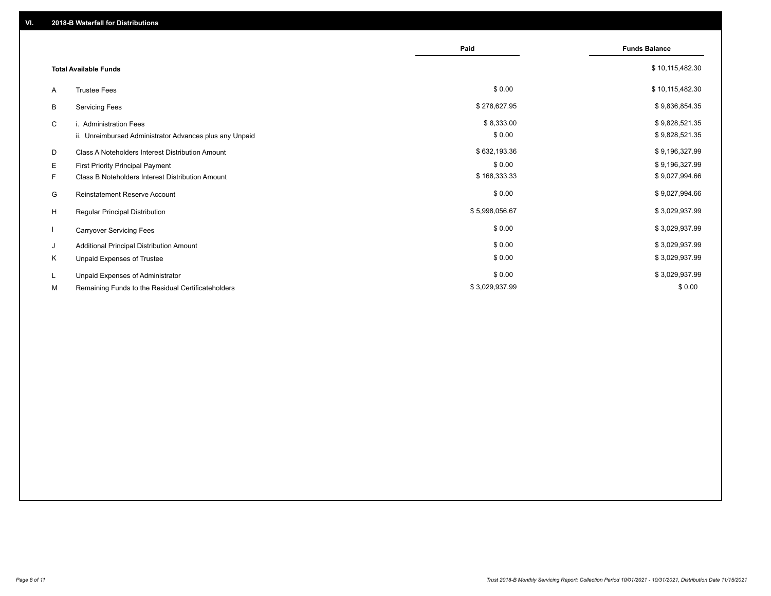## VI. 2018-B Waterfall for Distributions

| | | Paid | Funds Balance |
|---|---|---|---|
| | **Total Available Funds** | | $ 10,115,482.30 |
| A | Trustee Fees | $ 0.00 | $ 10,115,482.30 |
| B | Servicing Fees | $ 278,627.95 | $ 9,836,854.35 |
| C | i. Administration Fees | $ 8,333.00 | $ 9,828,521.35 |
| | ii. Unreimbursed Administrator Advances plus any Unpaid | $ 0.00 | $ 9,828,521.35 |
| D | Class A Noteholders Interest Distribution Amount | $ 632,193.36 | $ 9,196,327.99 |
| E | First Priority Principal Payment | $ 0.00 | $ 9,196,327.99 |
| F | Class B Noteholders Interest Distribution Amount | $ 168,333.33 | $ 9,027,994.66 |
| G | Reinstatement Reserve Account | $ 0.00 | $ 9,027,994.66 |
| H | Regular Principal Distribution | $ 5,998,056.67 | $ 3,029,937.99 |
| I | Carryover Servicing Fees | $ 0.00 | $ 3,029,937.99 |
| J | Additional Principal Distribution Amount | $ 0.00 | $ 3,029,937.99 |
| K | Unpaid Expenses of Trustee | $ 0.00 | $ 3,029,937.99 |
| L | Unpaid Expenses of Administrator | $ 0.00 | $ 3,029,937.99 |
| M | Remaining Funds to the Residual Certificateholders | $ 3,029,937.99 | $ 0.00 |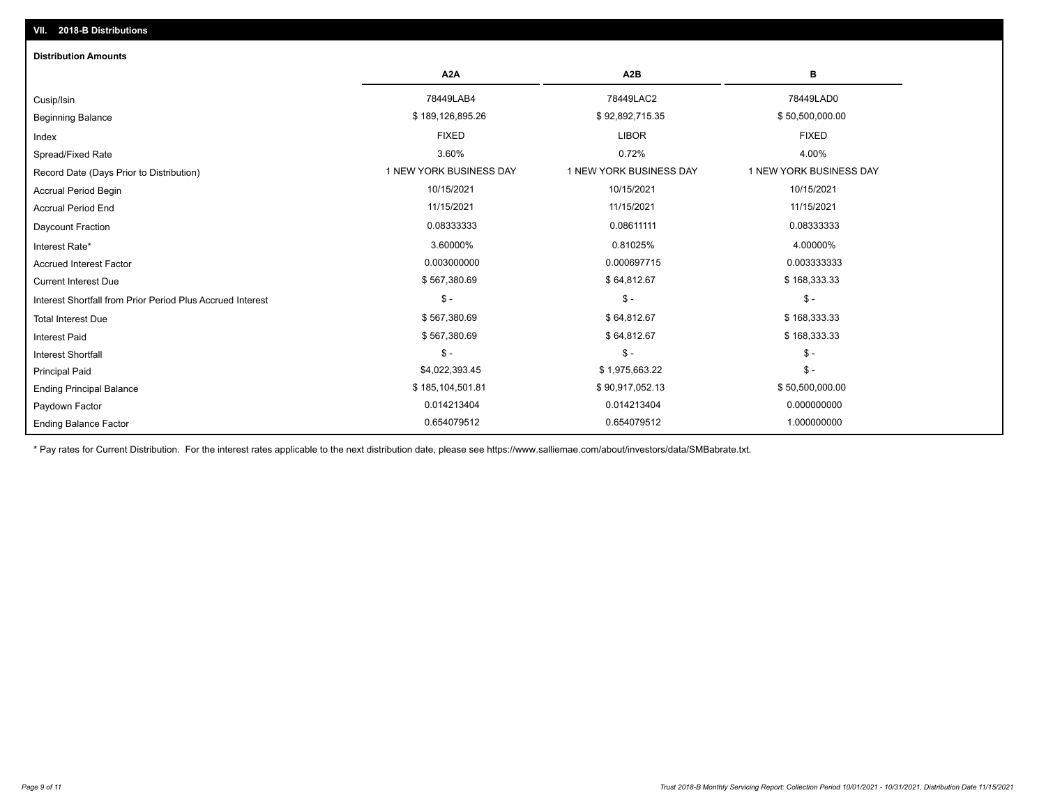## VII. 2018-B Distributions

### Distribution Amounts

| | A2A | A2B | B |
|---|---|---|---|
| Cusip/Isin | 78449LAB4 | 78449LAC2 | 78449LAD0 |
| Beginning Balance | $ 189,126,895.26 | $ 92,892,715.35 | $ 50,500,000.00 |
| Index | FIXED | LIBOR | FIXED |
| Spread/Fixed Rate | 3.60% | 0.72% | 4.00% |
| Record Date (Days Prior to Distribution) | 1 NEW YORK BUSINESS DAY | 1 NEW YORK BUSINESS DAY | 1 NEW YORK BUSINESS DAY |
| Accrual Period Begin | 10/15/2021 | 10/15/2021 | 10/15/2021 |
| Accrual Period End | 11/15/2021 | 11/15/2021 | 11/15/2021 |
| Daycount Fraction | 0.08333333 | 0.08611111 | 0.08333333 |
| Interest Rate* | 3.60000% | 0.81025% | 4.00000% |
| Accrued Interest Factor | 0.003000000 | 0.000697715 | 0.003333333 |
| Current Interest Due | $ 567,380.69 | $ 64,812.67 | $ 168,333.33 |
| Interest Shortfall from Prior Period Plus Accrued Interest | $ - | $ - | $ - |
| Total Interest Due | $ 567,380.69 | $ 64,812.67 | $ 168,333.33 |
| Interest Paid | $ 567,380.69 | $ 64,812.67 | $ 168,333.33 |
| Interest Shortfall | $ - | $ - | $ - |
| Principal Paid | $4,022,393.45 | $ 1,975,663.22 | $ - |
| Ending Principal Balance | $ 185,104,501.81 | $ 90,917,052.13 | $ 50,500,000.00 |
| Paydown Factor | 0.014213404 | 0.014213404 | 0.000000000 |
| Ending Balance Factor | 0.654079512 | 0.654079512 | 1.000000000 |

* Pay rates for Current Distribution. For the interest rates applicable to the next distribution date, please see https://www.salliemae.com/about/investors/data/SMBabrate.txt.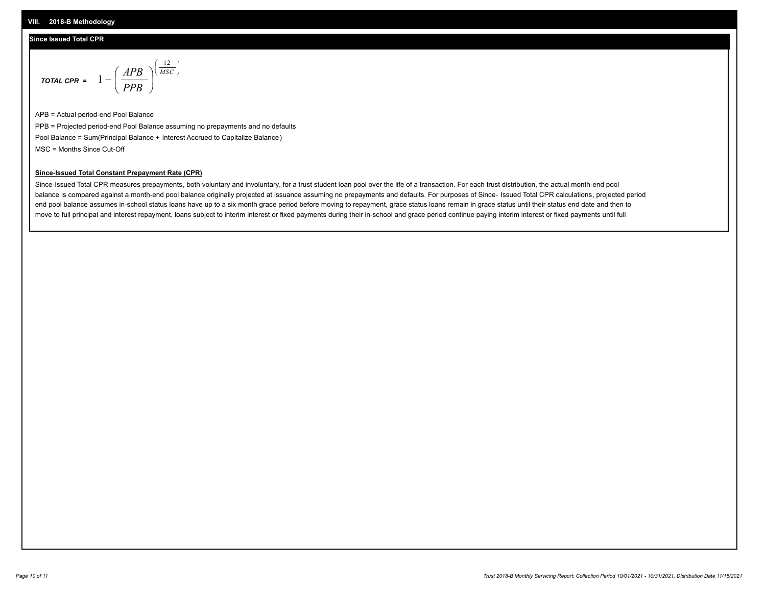## VIII. 2018-B Methodology

### Since Issued Total CPR

$$\textit{TOTAL CPR} = 1 - \left(\frac{APB}{PPB}\right)^{\left(\frac{12}{MSC}\right)}$$

APB = Actual period-end Pool Balance

PPB = Projected period-end Pool Balance assuming no prepayments and no defaults

Pool Balance = Sum(Principal Balance + Interest Accrued to Capitalize Balance)

MSC = Months Since Cut-Off

**Since-Issued Total Constant Prepayment Rate (CPR)**

Since-Issued Total CPR measures prepayments, both voluntary and involuntary, for a trust student loan pool over the life of a transaction. For each trust distribution, the actual month-end pool balance is compared against a month-end pool balance originally projected at issuance assuming no prepayments and defaults. For purposes of Since- Issued Total CPR calculations, projected period end pool balance assumes in-school status loans have up to a six month grace period before moving to repayment, grace status loans remain in grace status until their status end date and then to move to full principal and interest repayment, loans subject to interim interest or fixed payments during their in-school and grace period continue paying interim interest or fixed payments until full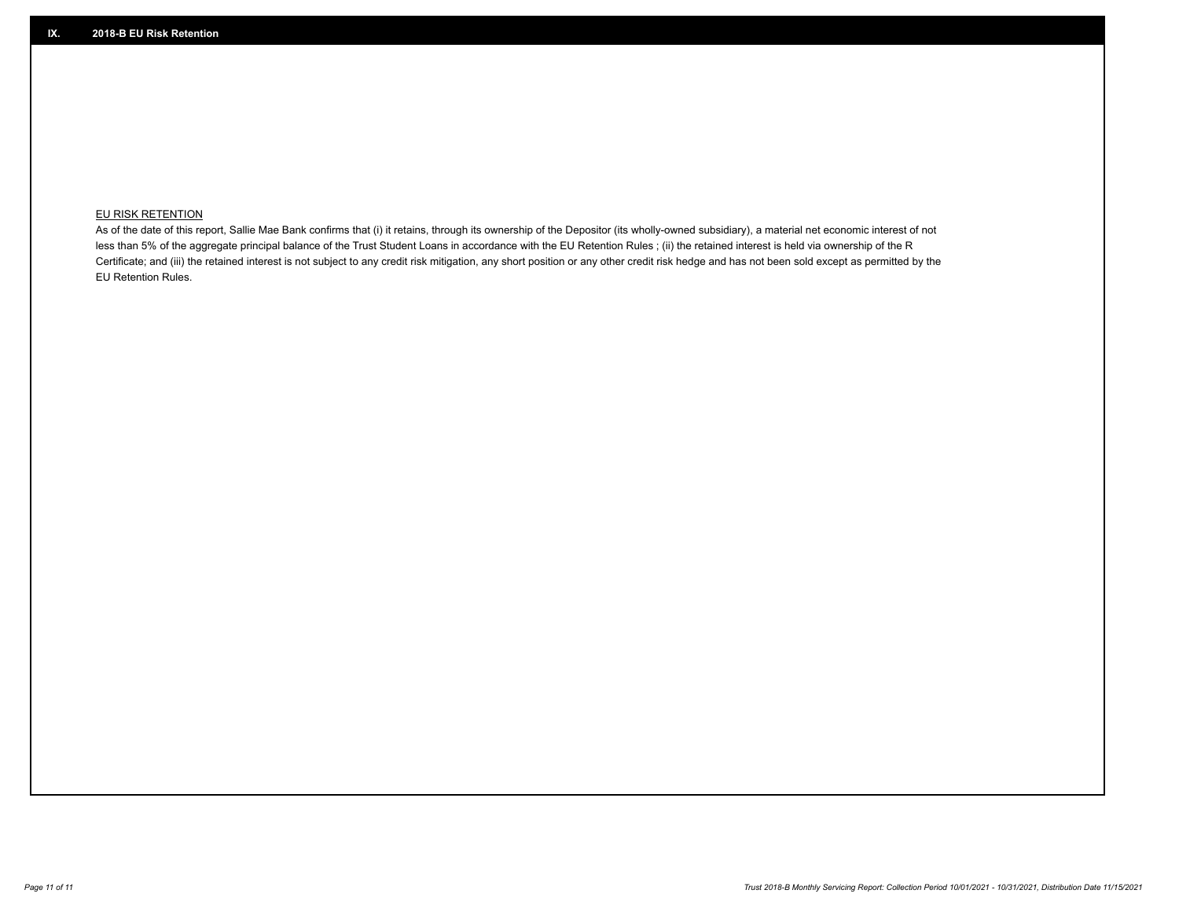## IX. 2018-B EU Risk Retention

EU RISK RETENTION

As of the date of this report, Sallie Mae Bank confirms that (i) it retains, through its ownership of the Depositor (its wholly-owned subsidiary), a material net economic interest of not less than 5% of the aggregate principal balance of the Trust Student Loans in accordance with the EU Retention Rules ; (ii) the retained interest is held via ownership of the R Certificate; and (iii) the retained interest is not subject to any credit risk mitigation, any short position or any other credit risk hedge and has not been sold except as permitted by the EU Retention Rules.